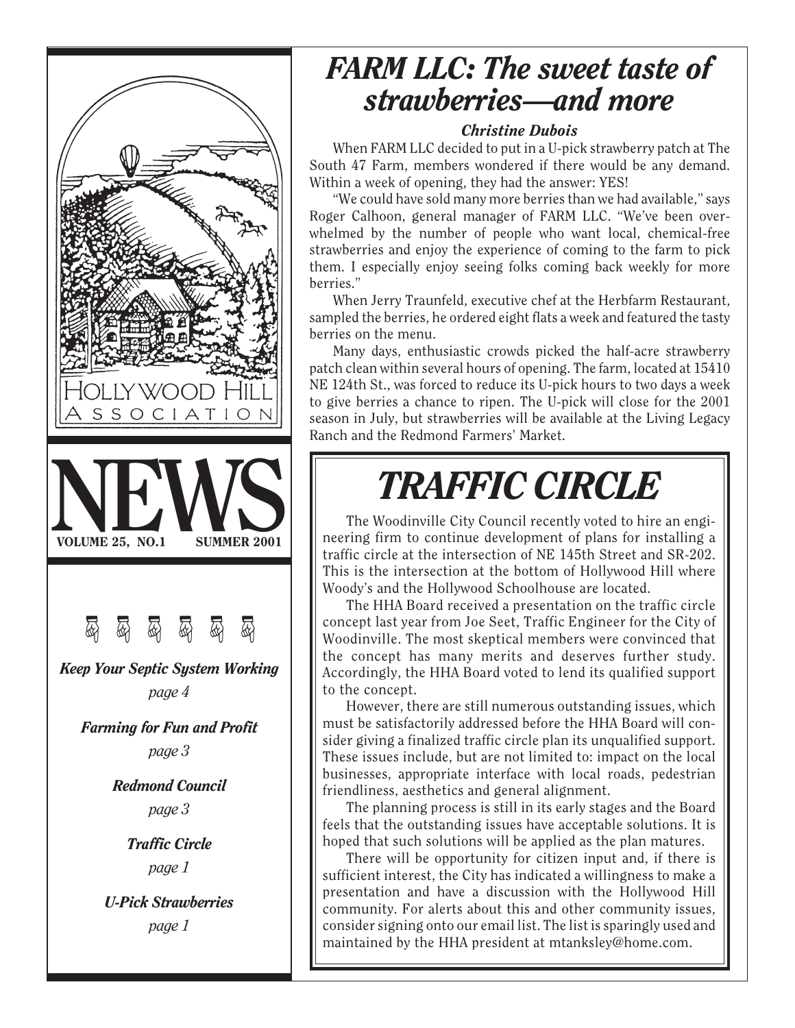# HOLLYWOOD HILL ASSOCIATION

# NEWS

**VOLUME 25, NO.1 — SUMMER 2001**

*Keep Your Septic System Working* — *page 4*

*Farming for Fun and Profit* — *page 3*

*Redmond Council* — *page 3*

*Traffic Circle* — *page 1*

*U-Pick Strawberries* — *page 1*

## *FARM LLC: The sweet taste of strawberries—and more*

***Christine Dubois***

When FARM LLC decided to put in a U-pick strawberry patch at The South 47 Farm, members wondered if there would be any demand. Within a week of opening, they had the answer: YES!

"We could have sold many more berries than we had available," says Roger Calhoon, general manager of FARM LLC. "We've been overwhelmed by the number of people who want local, chemical-free strawberries and enjoy the experience of coming to the farm to pick them. I especially enjoy seeing folks coming back weekly for more berries."

When Jerry Traunfeld, executive chef at the Herbfarm Restaurant, sampled the berries, he ordered eight flats a week and featured the tasty berries on the menu.

Many days, enthusiastic crowds picked the half-acre strawberry patch clean within several hours of opening. The farm, located at 15410 NE 124th St., was forced to reduce its U-pick hours to two days a week to give berries a chance to ripen. The U-pick will close for the 2001 season in July, but strawberries will be available at the Living Legacy Ranch and the Redmond Farmers' Market.

## *TRAFFIC CIRCLE*

The Woodinville City Council recently voted to hire an engineering firm to continue development of plans for installing a traffic circle at the intersection of NE 145th Street and SR-202. This is the intersection at the bottom of Hollywood Hill where Woody's and the Hollywood Schoolhouse are located.

The HHA Board received a presentation on the traffic circle concept last year from Joe Seet, Traffic Engineer for the City of Woodinville. The most skeptical members were convinced that the concept has many merits and deserves further study. Accordingly, the HHA Board voted to lend its qualified support to the concept.

However, there are still numerous outstanding issues, which must be satisfactorily addressed before the HHA Board will consider giving a finalized traffic circle plan its unqualified support. These issues include, but are not limited to: impact on the local businesses, appropriate interface with local roads, pedestrian friendliness, aesthetics and general alignment.

The planning process is still in its early stages and the Board feels that the outstanding issues have acceptable solutions. It is hoped that such solutions will be applied as the plan matures.

There will be opportunity for citizen input and, if there is sufficient interest, the City has indicated a willingness to make a presentation and have a discussion with the Hollywood Hill community. For alerts about this and other community issues, consider signing onto our email list. The list is sparingly used and maintained by the HHA president at mtanksley@home.com.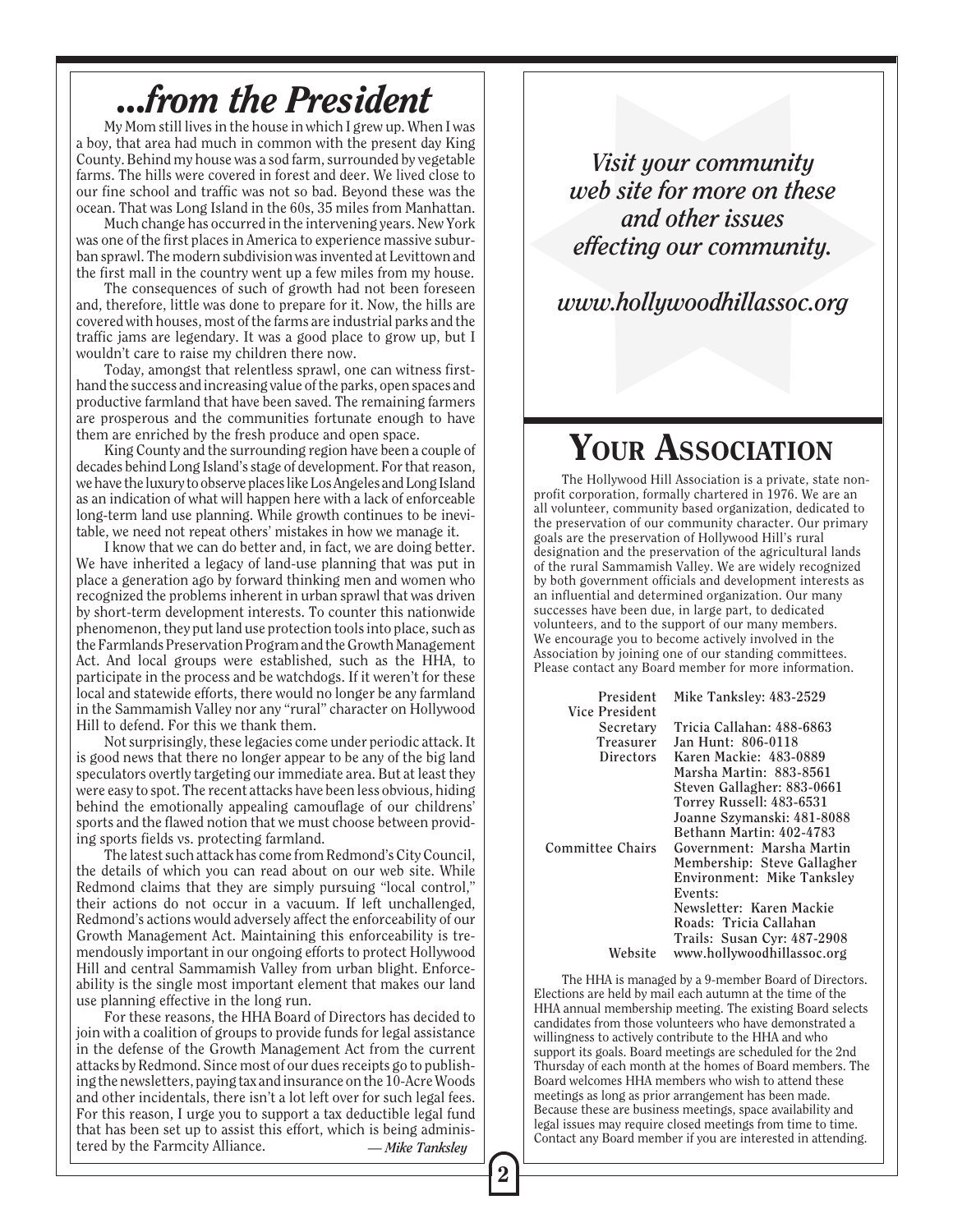# ...from the President

My Mom still lives in the house in which I grew up. When I was a boy, that area had much in common with the present day King County. Behind my house was a sod farm, surrounded by vegetable farms. The hills were covered in forest and deer. We lived close to our fine school and traffic was not so bad. Beyond these was the ocean. That was Long Island in the 60s, 35 miles from Manhattan.

Much change has occurred in the intervening years. New York was one of the first places in America to experience massive suburban sprawl. The modern subdivision was invented at Levittown and the first mall in the country went up a few miles from my house.

The consequences of such of growth had not been foreseen and, therefore, little was done to prepare for it. Now, the hills are covered with houses, most of the farms are industrial parks and the traffic jams are legendary. It was a good place to grow up, but I wouldn't care to raise my children there now.

Today, amongst that relentless sprawl, one can witness first-hand the success and increasing value of the parks, open spaces and productive farmland that have been saved. The remaining farmers are prosperous and the communities fortunate enough to have them are enriched by the fresh produce and open space.

King County and the surrounding region have been a couple of decades behind Long Island's stage of development. For that reason, we have the luxury to observe places like Los Angeles and Long Island as an indication of what will happen here with a lack of enforceable long-term land use planning. While growth continues to be inevitable, we need not repeat others' mistakes in how we manage it.

I know that we can do better and, in fact, we are doing better. We have inherited a legacy of land-use planning that was put in place a generation ago by forward thinking men and women who recognized the problems inherent in urban sprawl that was driven by short-term development interests. To counter this nationwide phenomenon, they put land use protection tools into place, such as the Farmlands Preservation Program and the Growth Management Act. And local groups were established, such as the HHA, to participate in the process and be watchdogs. If it weren't for these local and statewide efforts, there would no longer be any farmland in the Sammamish Valley nor any "rural" character on Hollywood Hill to defend. For this we thank them.

Not surprisingly, these legacies come under periodic attack. It is good news that there no longer appear to be any of the big land speculators overtly targeting our immediate area. But at least they were easy to spot. The recent attacks have been less obvious, hiding behind the emotionally appealing camouflage of our childrens' sports and the flawed notion that we must choose between providing sports fields vs. protecting farmland.

The latest such attack has come from Redmond's City Council, the details of which you can read about on our web site. While Redmond claims that they are simply pursuing "local control," their actions do not occur in a vacuum. If left unchallenged, Redmond's actions would adversely affect the enforceability of our Growth Management Act. Maintaining this enforceability is tremendously important in our ongoing efforts to protect Hollywood Hill and central Sammamish Valley from urban blight. Enforceability is the single most important element that makes our land use planning effective in the long run.

For these reasons, the HHA Board of Directors has decided to join with a coalition of groups to provide funds for legal assistance in the defense of the Growth Management Act from the current attacks by Redmond. Since most of our dues receipts go to publishing the newsletters, paying tax and insurance on the 10-Acre Woods and other incidentals, there isn't a lot left over for such legal fees. For this reason, I urge you to support a tax deductible legal fund that has been set up to assist this effort, which is being administered by the Farmcity Alliance.

*— Mike Tanksley*

***Visit your community web site for more on these and other issues effecting our community.***

***www.hollywoodhillassoc.org***

# YOUR ASSOCIATION

The Hollywood Hill Association is a private, state non-profit corporation, formally chartered in 1976. We are an all volunteer, community based organization, dedicated to the preservation of our community character. Our primary goals are the preservation of Hollywood Hill's rural designation and the preservation of the agricultural lands of the rural Sammamish Valley. We are widely recognized by both government officials and development interests as an influential and determined organization. Our many successes have been due, in large part, to dedicated volunteers, and to the support of our many members. We encourage you to become actively involved in the Association by joining one of our standing committees. Please contact any Board member for more information.

| | |
|---|---|
| President | Mike Tanksley: 483-2529 |
| Vice President | |
| Secretary | Tricia Callahan: 488-6863 |
| Treasurer | Jan Hunt: 806-0118 |
| Directors | Karen Mackie: 483-0889 |
| | Marsha Martin: 883-8561 |
| | Steven Gallagher: 883-0661 |
| | Torrey Russell: 483-6531 |
| | Joanne Szymanski: 481-8088 |
| | Bethann Martin: 402-4783 |
| Committee Chairs | Government: Marsha Martin |
| | Membership: Steve Gallagher |
| | Environment: Mike Tanksley |
| | Events: |
| | Newsletter: Karen Mackie |
| | Roads: Tricia Callahan |
| | Trails: Susan Cyr: 487-2908 |
| Website | www.hollywoodhillassoc.org |

The HHA is managed by a 9-member Board of Directors. Elections are held by mail each autumn at the time of the HHA annual membership meeting. The existing Board selects candidates from those volunteers who have demonstrated a willingness to actively contribute to the HHA and who support its goals. Board meetings are scheduled for the 2nd Thursday of each month at the homes of Board members. The Board welcomes HHA members who wish to attend these meetings as long as prior arrangement has been made. Because these are business meetings, space availability and legal issues may require closed meetings from time to time. Contact any Board member if you are interested in attending.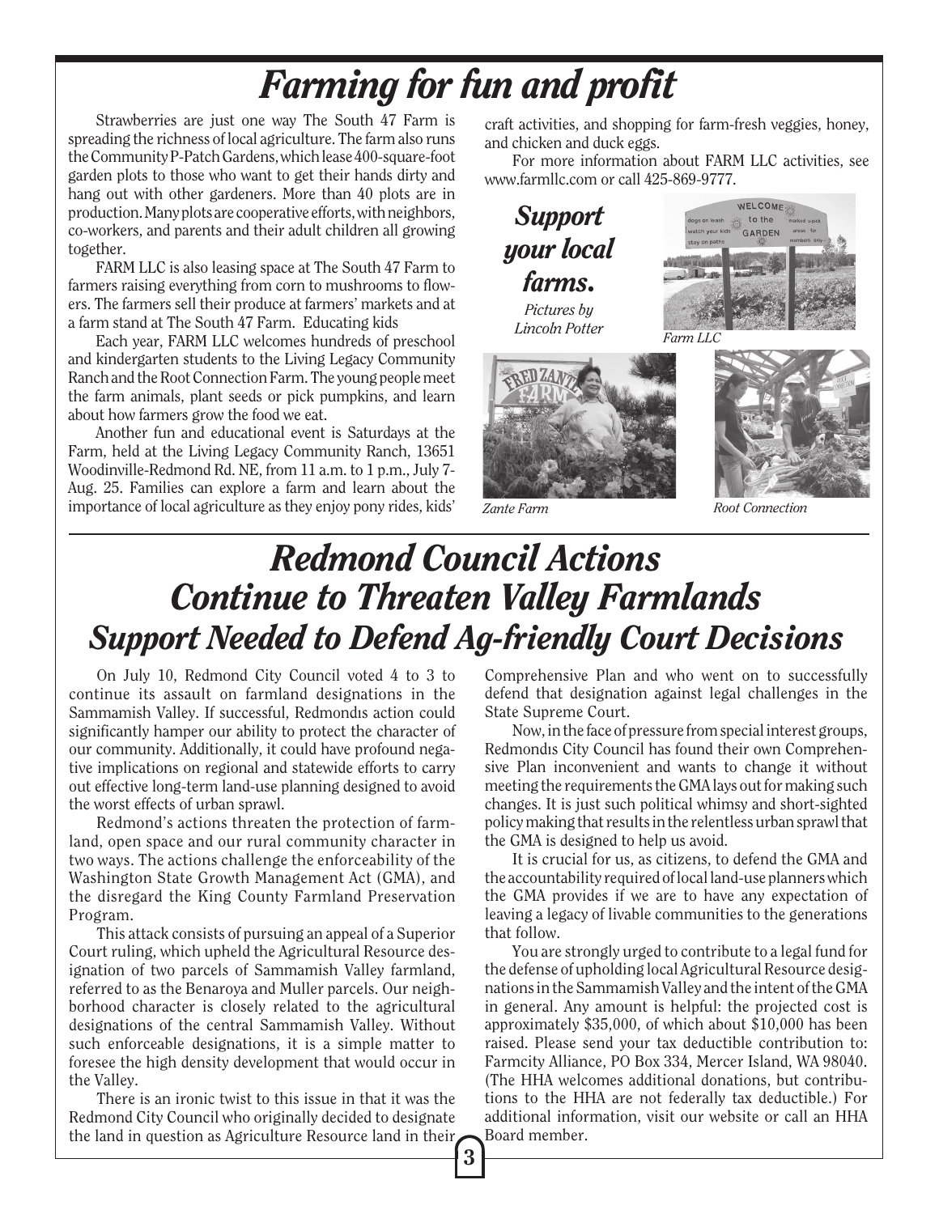# Farming for fun and profit

Strawberries are just one way The South 47 Farm is spreading the richness of local agriculture. The farm also runs the Community P-Patch Gardens, which lease 400-square-foot garden plots to those who want to get their hands dirty and hang out with other gardeners. More than 40 plots are in production. Many plots are cooperative efforts, with neighbors, co-workers, and parents and their adult children all growing together.

FARM LLC is also leasing space at The South 47 Farm to farmers raising everything from corn to mushrooms to flowers. The farmers sell their produce at farmers' markets and at a farm stand at The South 47 Farm. Educating kids

Each year, FARM LLC welcomes hundreds of preschool and kindergarten students to the Living Legacy Community Ranch and the Root Connection Farm. The young people meet the farm animals, plant seeds or pick pumpkins, and learn about how farmers grow the food we eat.

Another fun and educational event is Saturdays at the Farm, held at the Living Legacy Community Ranch, 13651 Woodinville-Redmond Rd. NE, from 11 a.m. to 1 p.m., July 7-Aug. 25. Families can explore a farm and learn about the importance of local agriculture as they enjoy pony rides, kids' craft activities, and shopping for farm-fresh veggies, honey, and chicken and duck eggs.

For more information about FARM LLC activities, see www.farmllc.com or call 425-869-9777.

***Support your local farms.***

*Pictures by Lincoln Potter*

*Farm LLC*

*Zante Farm*

*Root Connection*

# Redmond Council Actions Continue to Threaten Valley Farmlands

## Support Needed to Defend Ag-friendly Court Decisions

On July 10, Redmond City Council voted 4 to 3 to continue its assault on farmland designations in the Sammamish Valley. If successful, Redmondıs action could significantly hamper our ability to protect the character of our community. Additionally, it could have profound negative implications on regional and statewide efforts to carry out effective long-term land-use planning designed to avoid the worst effects of urban sprawl.

Redmond's actions threaten the protection of farmland, open space and our rural community character in two ways. The actions challenge the enforceability of the Washington State Growth Management Act (GMA), and the disregard the King County Farmland Preservation Program.

This attack consists of pursuing an appeal of a Superior Court ruling, which upheld the Agricultural Resource designation of two parcels of Sammamish Valley farmland, referred to as the Benaroya and Muller parcels. Our neighborhood character is closely related to the agricultural designations of the central Sammamish Valley. Without such enforceable designations, it is a simple matter to foresee the high density development that would occur in the Valley.

There is an ironic twist to this issue in that it was the Redmond City Council who originally decided to designate the land in question as Agriculture Resource land in their Comprehensive Plan and who went on to successfully defend that designation against legal challenges in the State Supreme Court.

Now, in the face of pressure from special interest groups, Redmondıs City Council has found their own Comprehensive Plan inconvenient and wants to change it without meeting the requirements the GMA lays out for making such changes. It is just such political whimsy and short-sighted policy making that results in the relentless urban sprawl that the GMA is designed to help us avoid.

It is crucial for us, as citizens, to defend the GMA and the accountability required of local land-use planners which the GMA provides if we are to have any expectation of leaving a legacy of livable communities to the generations that follow.

You are strongly urged to contribute to a legal fund for the defense of upholding local Agricultural Resource designations in the Sammamish Valley and the intent of the GMA in general. Any amount is helpful: the projected cost is approximately $35,000, of which about $10,000 has been raised. Please send your tax deductible contribution to: Farmcity Alliance, PO Box 334, Mercer Island, WA 98040. (The HHA welcomes additional donations, but contributions to the HHA are not federally tax deductible.) For additional information, visit our website or call an HHA Board member.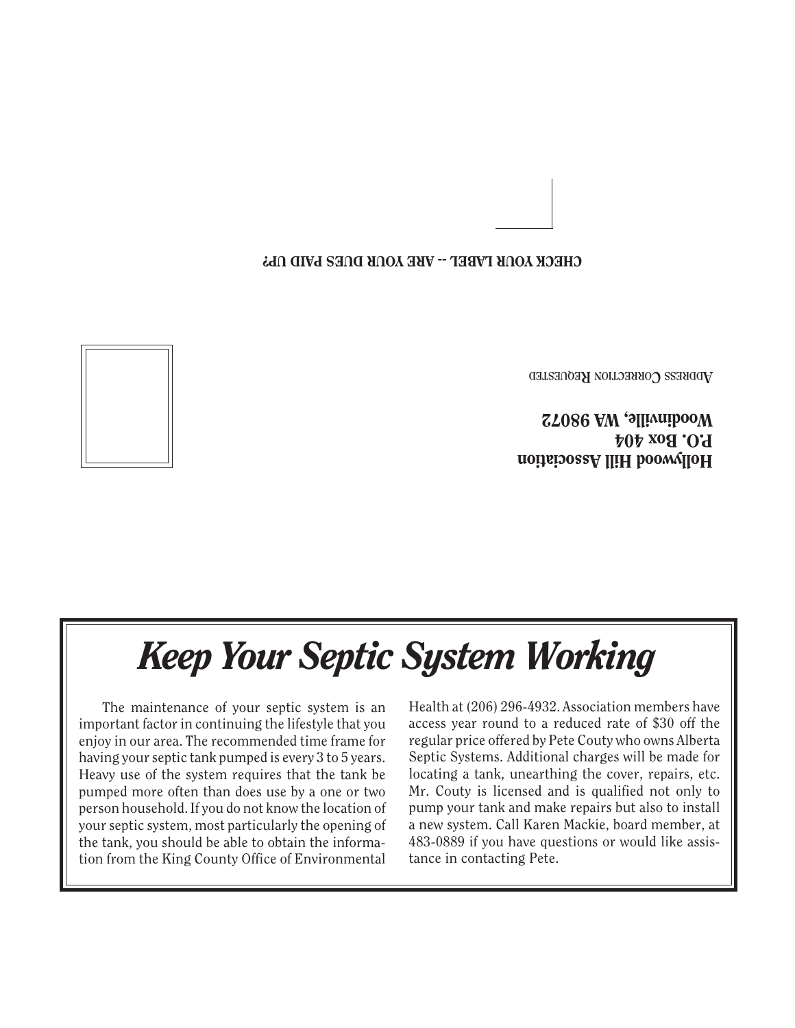CHECK YOUR LABEL -- ARE YOUR DUES PAID UP?

**Hollywood Hill Association**
**P.O. Box 404**
**Woodinville, WA 98072**

Address Correction Requested

# *Keep Your Septic System Working*

The maintenance of your septic system is an important factor in continuing the lifestyle that you enjoy in our area. The recommended time frame for having your septic tank pumped is every 3 to 5 years. Heavy use of the system requires that the tank be pumped more often than does use by a one or two person household. If you do not know the location of your septic system, most particularly the opening of the tank, you should be able to obtain the information from the King County Office of Environmental Health at (206) 296-4932. Association members have access year round to a reduced rate of $30 off the regular price offered by Pete Couty who owns Alberta Septic Systems. Additional charges will be made for locating a tank, unearthing the cover, repairs, etc. Mr. Couty is licensed and is qualified not only to pump your tank and make repairs but also to install a new system. Call Karen Mackie, board member, at 483-0889 if you have questions or would like assistance in contacting Pete.